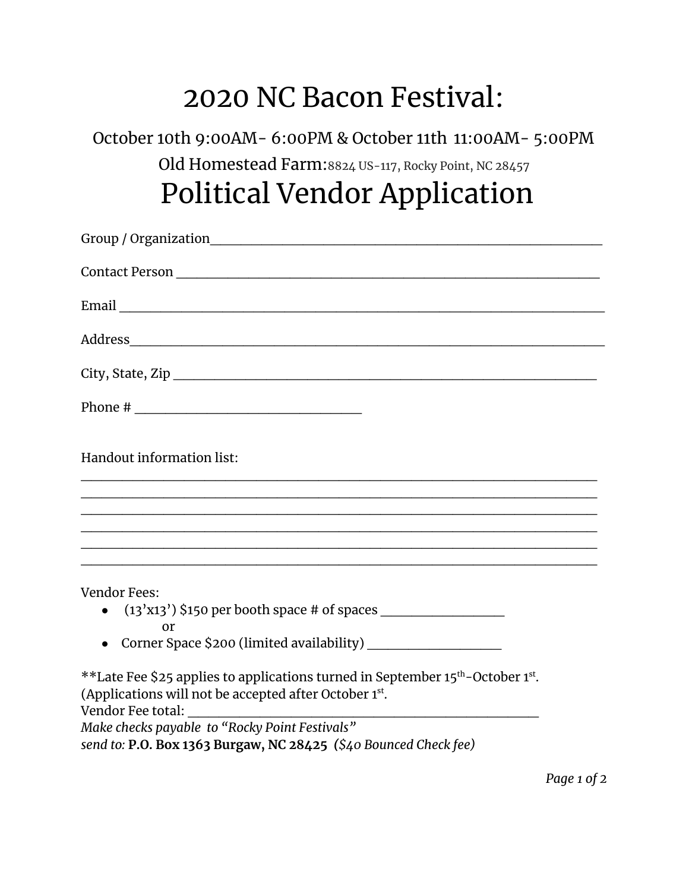# 2020 NC Bacon Festival:

October 10th 9:00AM- 6:00PM & October 11th 11:00AM- 5:00PM

Old Homestead Farm: 8824 US-117, Rocky Point, NC 28457

# Political Vendor Application

Group / Organization______________________________________________________

Contact Person ___________________________________________________________

Email ___________________________________________________________________

Address_________________________________________________________________

City, State, Zip __________________________________________________________

Phone # ______________________________

Handout information list:
______________________________________________________________________
______________________________________________________________________
______________________________________________________________________
______________________________________________________________________
______________________________________________________________________
______________________________________________________________________

Vendor Fees:

- (13'x13') $150 per booth space # of spaces ________________
  or
- Corner Space $200 (limited availability) _________________

**Late Fee $25 applies to applications turned in September 15th-October 1st.
(Applications will not be accepted after October 1st.

Vendor Fee total: __________________________________________

*Make checks payable to "Rocky Point Festivals"*
*send to:* **P.O. Box 1363 Burgaw, NC 28425** *($40 Bounced Check fee)*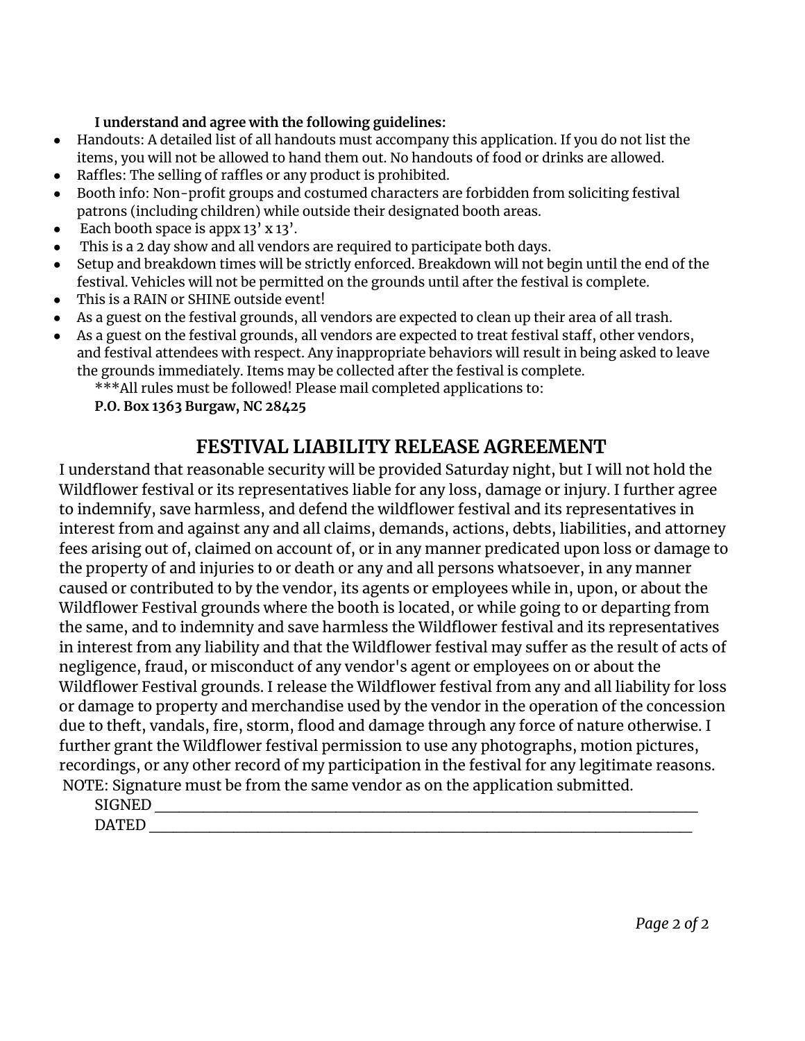**I understand and agree with the following guidelines:**

- Handouts: A detailed list of all handouts must accompany this application. If you do not list the items, you will not be allowed to hand them out. No handouts of food or drinks are allowed.
- Raffles: The selling of raffles or any product is prohibited.
- Booth info: Non-profit groups and costumed characters are forbidden from soliciting festival patrons (including children) while outside their designated booth areas.
- Each booth space is appx 13' x 13'.
- This is a 2 day show and all vendors are required to participate both days.
- Setup and breakdown times will be strictly enforced. Breakdown will not begin until the end of the festival. Vehicles will not be permitted on the grounds until after the festival is complete.
- This is a RAIN or SHINE outside event!
- As a guest on the festival grounds, all vendors are expected to clean up their area of all trash.
- As a guest on the festival grounds, all vendors are expected to treat festival staff, other vendors, and festival attendees with respect. Any inappropriate behaviors will result in being asked to leave the grounds immediately. Items may be collected after the festival is complete.

***All rules must be followed! Please mail completed applications to:

**P.O. Box 1363 Burgaw, NC 28425**

## FESTIVAL LIABILITY RELEASE AGREEMENT

I understand that reasonable security will be provided Saturday night, but I will not hold the Wildflower festival or its representatives liable for any loss, damage or injury. I further agree to indemnify, save harmless, and defend the wildflower festival and its representatives in interest from and against any and all claims, demands, actions, debts, liabilities, and attorney fees arising out of, claimed on account of, or in any manner predicated upon loss or damage to the property of and injuries to or death or any and all persons whatsoever, in any manner caused or contributed to by the vendor, its agents or employees while in, upon, or about the Wildflower Festival grounds where the booth is located, or while going to or departing from the same, and to indemnity and save harmless the Wildflower festival and its representatives in interest from any liability and that the Wildflower festival may suffer as the result of acts of negligence, fraud, or misconduct of any vendor's agent or employees on or about the Wildflower Festival grounds. I release the Wildflower festival from any and all liability for loss or damage to property and merchandise used by the vendor in the operation of the concession due to theft, vandals, fire, storm, flood and damage through any force of nature otherwise. I further grant the Wildflower festival permission to use any photographs, motion pictures, recordings, or any other record of my participation in the festival for any legitimate reasons.

NOTE: Signature must be from the same vendor as on the application submitted.

SIGNED ___________________________________________________________________________

DATED ___________________________________________________________________________